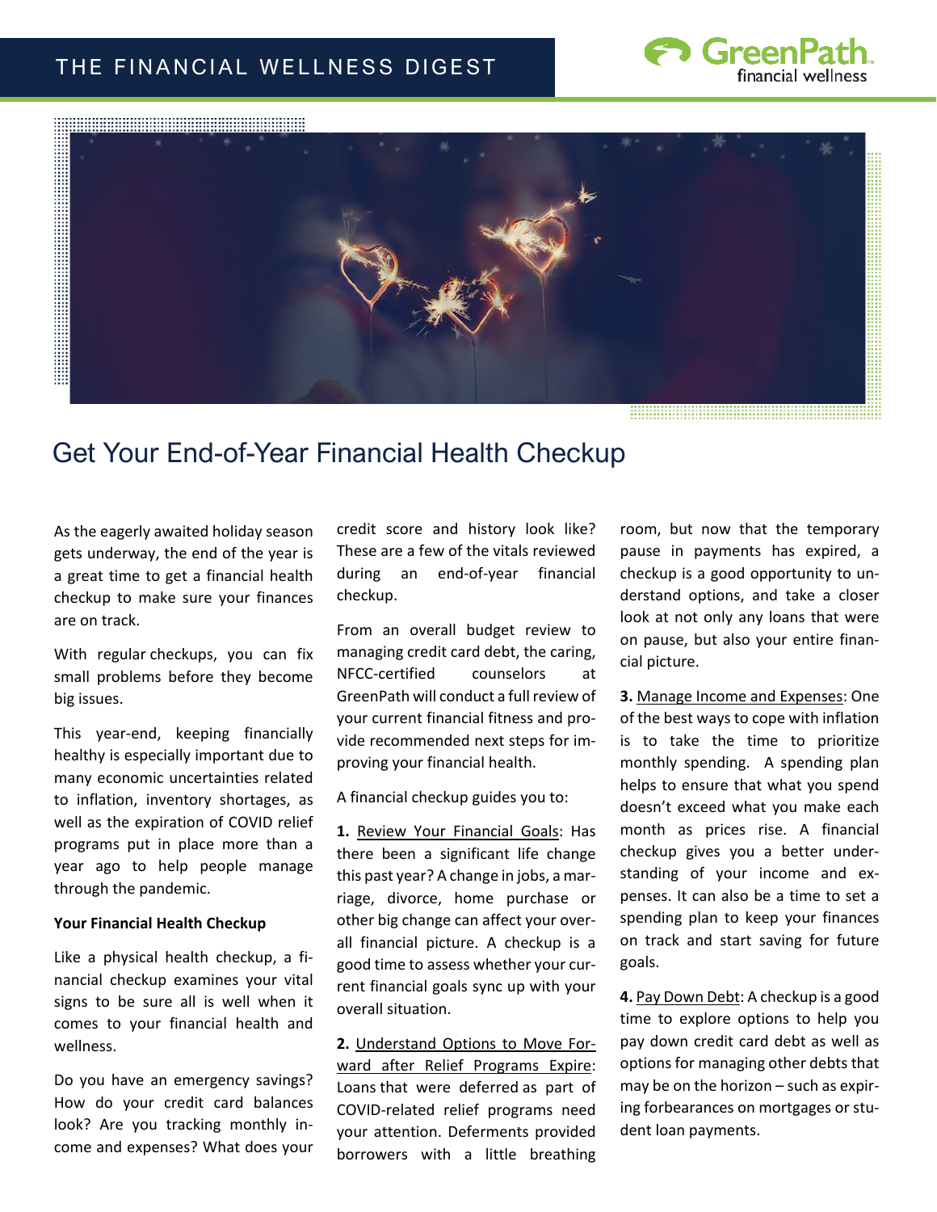# Get Your End-of-Year Financial Health Checkup

As the eagerly awaited holiday season gets underway, the end of the year is a great time to get a financial health checkup to make sure your finances are on track.

With regular checkups, you can fix small problems before they become big issues.

This year-end, keeping financially healthy is especially important due to many economic uncertainties related to inflation, inventory shortages, as well as the expiration of COVID relief programs put in place more than a year ago to help people manage through the pandemic.

**Your Financial Health Checkup**

Like a physical health checkup, a financial checkup examines your vital signs to be sure all is well when it comes to your financial health and wellness.

Do you have an emergency savings? How do your credit card balances look? Are you tracking monthly income and expenses? What does your credit score and history look like? These are a few of the vitals reviewed during an end-of-year financial checkup.

From an overall budget review to managing credit card debt, the caring, NFCC-certified counselors at GreenPath will conduct a full review of your current financial fitness and provide recommended next steps for improving your financial health.

A financial checkup guides you to:

**1.** Review Your Financial Goals: Has there been a significant life change this past year? A change in jobs, a marriage, divorce, home purchase or other big change can affect your overall financial picture. A checkup is a good time to assess whether your current financial goals sync up with your overall situation.

**2.** Understand Options to Move Forward after Relief Programs Expire: Loans that were deferred as part of COVID-related relief programs need your attention. Deferments provided borrowers with a little breathing room, but now that the temporary pause in payments has expired, a checkup is a good opportunity to understand options, and take a closer look at not only any loans that were on pause, but also your entire financial picture.

**3.** Manage Income and Expenses: One of the best ways to cope with inflation is to take the time to prioritize monthly spending. A spending plan helps to ensure that what you spend doesn't exceed what you make each month as prices rise. A financial checkup gives you a better understanding of your income and expenses. It can also be a time to set a spending plan to keep your finances on track and start saving for future goals.

**4.** Pay Down Debt: A checkup is a good time to explore options to help you pay down credit card debt as well as options for managing other debts that may be on the horizon – such as expiring forbearances on mortgages or student loan payments.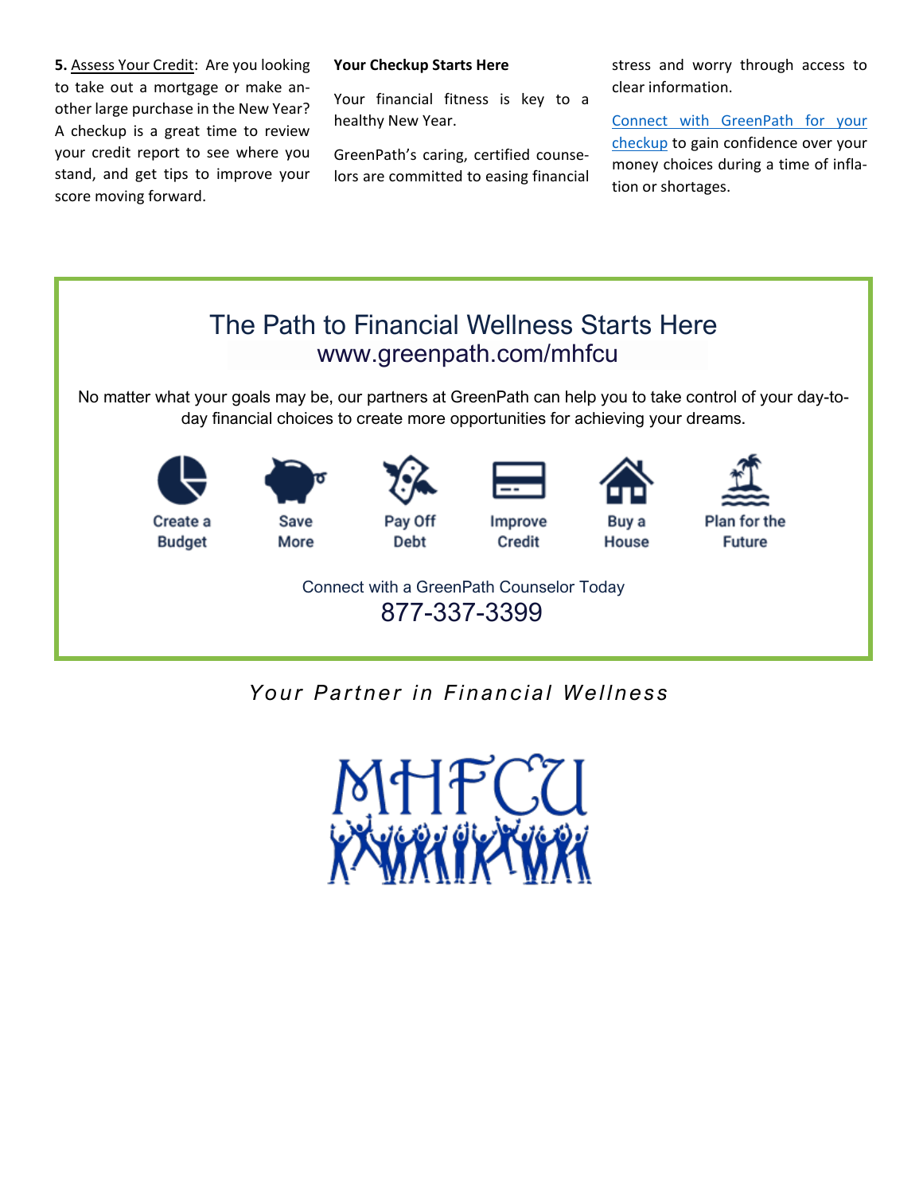**5.** Assess Your Credit: Are you looking to take out a mortgage or make another large purchase in the New Year? A checkup is a great time to review your credit report to see where you stand, and get tips to improve your score moving forward.

**Your Checkup Starts Here**

Your financial fitness is key to a healthy New Year.

GreenPath's caring, certified counselors are committed to easing financial stress and worry through access to clear information.

Connect with GreenPath for your checkup to gain confidence over your money choices during a time of inflation or shortages.

## The Path to Financial Wellness Starts Here

www.greenpath.com/mhfcu

No matter what your goals may be, our partners at GreenPath can help you to take control of your day-to-day financial choices to create more opportunities for achieving your dreams.

Create a Budget

Save More

Pay Off Debt

Improve Credit

Buy a House

Plan for the Future

Connect with a GreenPath Counselor Today

877-337-3399

*Your Partner in Financial Wellness*

MHFCU